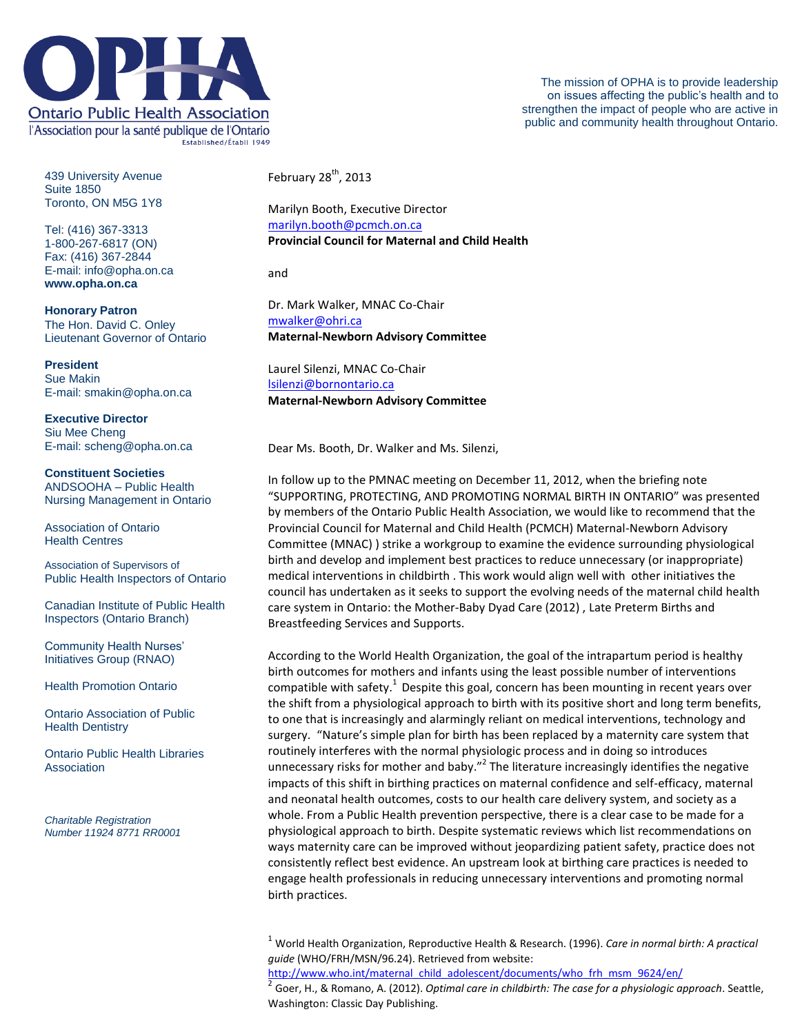# Ontario Public Health Association

l'Association pour la santé publique de l'Ontario

Established/Établi 1949

The mission of OPHA is to provide leadership on issues affecting the public's health and to strengthen the impact of people who are active in public and community health throughout Ontario.

439 University Avenue
Suite 1850
Toronto, ON M5G 1Y8

Tel: (416) 367-3313
1-800-267-6817 (ON)
Fax: (416) 367-2844
E-mail: info@opha.on.ca
**www.opha.on.ca**

**Honorary Patron**
The Hon. David C. Onley
Lieutenant Governor of Ontario

**President**
Sue Makin
E-mail: smakin@opha.on.ca

**Executive Director**
Siu Mee Cheng
E-mail: scheng@opha.on.ca

**Constituent Societies**

ANDSOOHA – Public Health Nursing Management in Ontario

Association of Ontario Health Centres

Association of Supervisors of Public Health Inspectors of Ontario

Canadian Institute of Public Health Inspectors (Ontario Branch)

Community Health Nurses' Initiatives Group (RNAO)

Health Promotion Ontario

Ontario Association of Public Health Dentistry

Ontario Public Health Libraries Association

*Charitable Registration Number 11924 8771 RR0001*

February 28th, 2013

Marilyn Booth, Executive Director
marilyn.booth@pcmch.on.ca
**Provincial Council for Maternal and Child Health**

and

Dr. Mark Walker, MNAC Co-Chair
mwalker@ohri.ca
**Maternal-Newborn Advisory Committee**

Laurel Silenzi, MNAC Co-Chair
lsilenzi@bornontario.ca
**Maternal-Newborn Advisory Committee**

Dear Ms. Booth, Dr. Walker and Ms. Silenzi,

In follow up to the PMNAC meeting on December 11, 2012, when the briefing note "SUPPORTING, PROTECTING, AND PROMOTING NORMAL BIRTH IN ONTARIO" was presented by members of the Ontario Public Health Association, we would like to recommend that the Provincial Council for Maternal and Child Health (PCMCH) Maternal-Newborn Advisory Committee (MNAC) ) strike a workgroup to examine the evidence surrounding physiological birth and develop and implement best practices to reduce unnecessary (or inappropriate) medical interventions in childbirth . This work would align well with other initiatives the council has undertaken as it seeks to support the evolving needs of the maternal child health care system in Ontario: the Mother-Baby Dyad Care (2012) , Late Preterm Births and Breastfeeding Services and Supports.

According to the World Health Organization, the goal of the intrapartum period is healthy birth outcomes for mothers and infants using the least possible number of interventions compatible with safety.[1] Despite this goal, concern has been mounting in recent years over the shift from a physiological approach to birth with its positive short and long term benefits, to one that is increasingly and alarmingly reliant on medical interventions, technology and surgery. "Nature's simple plan for birth has been replaced by a maternity care system that routinely interferes with the normal physiologic process and in doing so introduces unnecessary risks for mother and baby."[2] The literature increasingly identifies the negative impacts of this shift in birthing practices on maternal confidence and self-efficacy, maternal and neonatal health outcomes, costs to our health care delivery system, and society as a whole. From a Public Health prevention perspective, there is a clear case to be made for a physiological approach to birth. Despite systematic reviews which list recommendations on ways maternity care can be improved without jeopardizing patient safety, practice does not consistently reflect best evidence. An upstream look at birthing care practices is needed to engage health professionals in reducing unnecessary interventions and promoting normal birth practices.

[1] World Health Organization, Reproductive Health & Research. (1996). *Care in normal birth: A practical guide* (WHO/FRH/MSN/96.24). Retrieved from website: http://www.who.int/maternal_child_adolescent/documents/who_frh_msm_9624/en/

[2] Goer, H., & Romano, A. (2012). *Optimal care in childbirth: The case for a physiologic approach*. Seattle, Washington: Classic Day Publishing.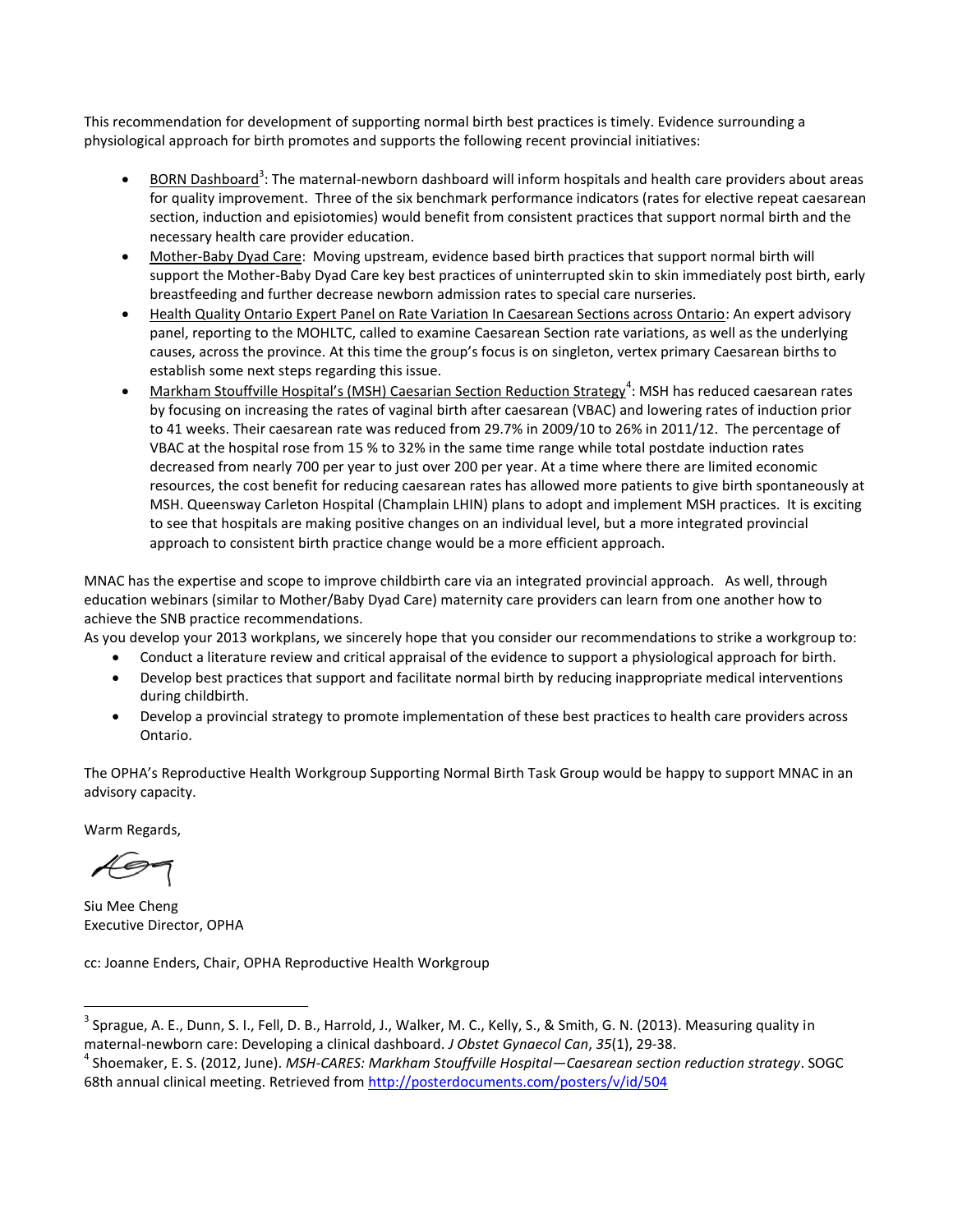This recommendation for development of supporting normal birth best practices is timely. Evidence surrounding a physiological approach for birth promotes and supports the following recent provincial initiatives:

- BORN Dashboard[3]: The maternal-newborn dashboard will inform hospitals and health care providers about areas for quality improvement. Three of the six benchmark performance indicators (rates for elective repeat caesarean section, induction and episiotomies) would benefit from consistent practices that support normal birth and the necessary health care provider education.
- Mother-Baby Dyad Care: Moving upstream, evidence based birth practices that support normal birth will support the Mother-Baby Dyad Care key best practices of uninterrupted skin to skin immediately post birth, early breastfeeding and further decrease newborn admission rates to special care nurseries.
- Health Quality Ontario Expert Panel on Rate Variation In Caesarean Sections across Ontario: An expert advisory panel, reporting to the MOHLTC, called to examine Caesarean Section rate variations, as well as the underlying causes, across the province. At this time the group's focus is on singleton, vertex primary Caesarean births to establish some next steps regarding this issue.
- Markham Stouffville Hospital's (MSH) Caesarian Section Reduction Strategy[4]: MSH has reduced caesarean rates by focusing on increasing the rates of vaginal birth after caesarean (VBAC) and lowering rates of induction prior to 41 weeks. Their caesarean rate was reduced from 29.7% in 2009/10 to 26% in 2011/12. The percentage of VBAC at the hospital rose from 15 % to 32% in the same time range while total postdate induction rates decreased from nearly 700 per year to just over 200 per year. At a time where there are limited economic resources, the cost benefit for reducing caesarean rates has allowed more patients to give birth spontaneously at MSH. Queensway Carleton Hospital (Champlain LHIN) plans to adopt and implement MSH practices. It is exciting to see that hospitals are making positive changes on an individual level, but a more integrated provincial approach to consistent birth practice change would be a more efficient approach.

MNAC has the expertise and scope to improve childbirth care via an integrated provincial approach. As well, through education webinars (similar to Mother/Baby Dyad Care) maternity care providers can learn from one another how to achieve the SNB practice recommendations.

As you develop your 2013 workplans, we sincerely hope that you consider our recommendations to strike a workgroup to:

- Conduct a literature review and critical appraisal of the evidence to support a physiological approach for birth.
- Develop best practices that support and facilitate normal birth by reducing inappropriate medical interventions during childbirth.
- Develop a provincial strategy to promote implementation of these best practices to health care providers across Ontario.

The OPHA's Reproductive Health Workgroup Supporting Normal Birth Task Group would be happy to support MNAC in an advisory capacity.

Warm Regards,

Siu Mee Cheng
Executive Director, OPHA

cc: Joanne Enders, Chair, OPHA Reproductive Health Workgroup

---

[3] Sprague, A. E., Dunn, S. I., Fell, D. B., Harrold, J., Walker, M. C., Kelly, S., & Smith, G. N. (2013). Measuring quality in maternal-newborn care: Developing a clinical dashboard. *J Obstet Gynaecol Can*, *35*(1), 29-38.

[4] Shoemaker, E. S. (2012, June). *MSH-CARES: Markham Stouffville Hospital—Caesarean section reduction strategy*. SOGC 68th annual clinical meeting. Retrieved from http://posterdocuments.com/posters/v/id/504